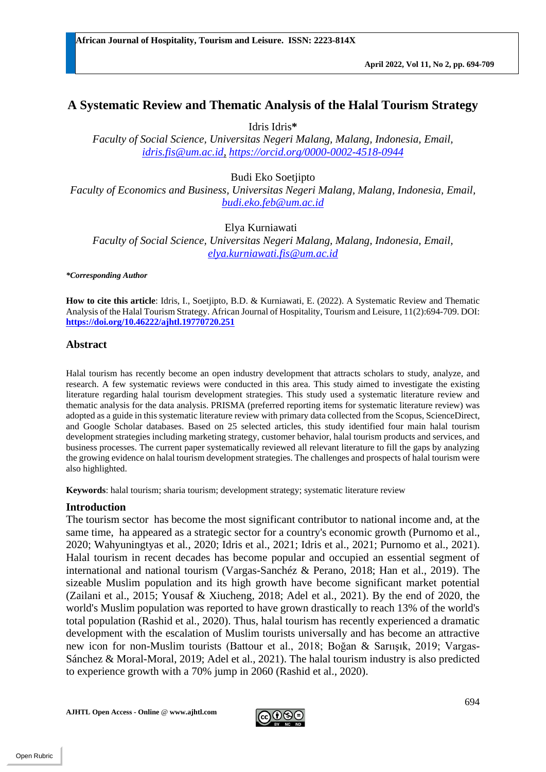# A Systematic Review and Thematic Analysis of the Halal Tourism Strategy

Idris Idris*

*Faculty of Social Science, Universitas Negeri Malang, Malang, Indonesia, Email, idris.fis@um.ac.id, https://orcid.org/0000-0002-4518-0944*

Budi Eko Soetjipto

*Faculty of Economics and Business, Universitas Negeri Malang, Malang, Indonesia, Email, budi.eko.feb@um.ac.id*

Elya Kurniawati

*Faculty of Social Science, Universitas Negeri Malang, Malang, Indonesia, Email, elya.kurniawati.fis@um.ac.id*

***Corresponding Author***

**How to cite this article**: Idris, I., Soetjipto, B.D. & Kurniawati, E. (2022). A Systematic Review and Thematic Analysis of the Halal Tourism Strategy. African Journal of Hospitality, Tourism and Leisure, 11(2):694-709. DOI: **https://doi.org/10.46222/ajhtl.19770720.251**

## Abstract

Halal tourism has recently become an open industry development that attracts scholars to study, analyze, and research. A few systematic reviews were conducted in this area. This study aimed to investigate the existing literature regarding halal tourism development strategies. This study used a systematic literature review and thematic analysis for the data analysis. PRISMA (preferred reporting items for systematic literature review) was adopted as a guide in this systematic literature review with primary data collected from the Scopus, ScienceDirect, and Google Scholar databases. Based on 25 selected articles, this study identified four main halal tourism development strategies including marketing strategy, customer behavior, halal tourism products and services, and business processes. The current paper systematically reviewed all relevant literature to fill the gaps by analyzing the growing evidence on halal tourism development strategies. The challenges and prospects of halal tourism were also highlighted.

**Keywords**: halal tourism; sharia tourism; development strategy; systematic literature review

## Introduction

The tourism sector has become the most significant contributor to national income and, at the same time, ha appeared as a strategic sector for a country's economic growth (Purnomo et al., 2020; Wahyuningtyas et al., 2020; Idris et al., 2021; Idris et al., 2021; Purnomo et al., 2021). Halal tourism in recent decades has become popular and occupied an essential segment of international and national tourism (Vargas-Sanchéz & Perano, 2018; Han et al., 2019). The sizeable Muslim population and its high growth have become significant market potential (Zailani et al., 2015; Yousaf & Xiucheng, 2018; Adel et al., 2021). By the end of 2020, the world's Muslim population was reported to have grown drastically to reach 13% of the world's total population (Rashid et al., 2020). Thus, halal tourism has recently experienced a dramatic development with the escalation of Muslim tourists universally and has become an attractive new icon for non-Muslim tourists (Battour et al., 2018; Boğan & Sarıışık, 2019; Vargas-Sánchez & Moral-Moral, 2019; Adel et al., 2021). The halal tourism industry is also predicted to experience growth with a 70% jump in 2060 (Rashid et al., 2020).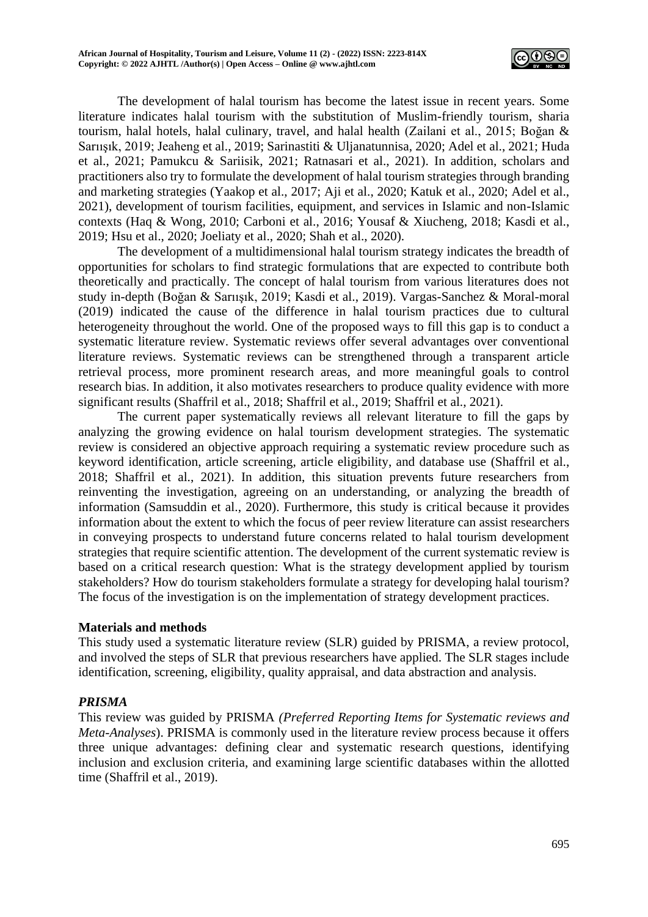The development of halal tourism has become the latest issue in recent years. Some literature indicates halal tourism with the substitution of Muslim-friendly tourism, sharia tourism, halal hotels, halal culinary, travel, and halal health (Zailani et al., 2015; Boğan & Sarıışık, 2019; Jeaheng et al., 2019; Sarinastiti & Uljanatunnisa, 2020; Adel et al., 2021; Huda et al., 2021; Pamukcu & Sariisik, 2021; Ratnasari et al., 2021). In addition, scholars and practitioners also try to formulate the development of halal tourism strategies through branding and marketing strategies (Yaakop et al., 2017; Aji et al., 2020; Katuk et al., 2020; Adel et al., 2021), development of tourism facilities, equipment, and services in Islamic and non-Islamic contexts (Haq & Wong, 2010; Carboni et al., 2016; Yousaf & Xiucheng, 2018; Kasdi et al., 2019; Hsu et al., 2020; Joeliaty et al., 2020; Shah et al., 2020).

The development of a multidimensional halal tourism strategy indicates the breadth of opportunities for scholars to find strategic formulations that are expected to contribute both theoretically and practically. The concept of halal tourism from various literatures does not study in-depth (Boğan & Sarıışık, 2019; Kasdi et al., 2019). Vargas-Sanchez & Moral-moral (2019) indicated the cause of the difference in halal tourism practices due to cultural heterogeneity throughout the world. One of the proposed ways to fill this gap is to conduct a systematic literature review. Systematic reviews offer several advantages over conventional literature reviews. Systematic reviews can be strengthened through a transparent article retrieval process, more prominent research areas, and more meaningful goals to control research bias. In addition, it also motivates researchers to produce quality evidence with more significant results (Shaffril et al., 2018; Shaffril et al., 2019; Shaffril et al., 2021).

The current paper systematically reviews all relevant literature to fill the gaps by analyzing the growing evidence on halal tourism development strategies. The systematic review is considered an objective approach requiring a systematic review procedure such as keyword identification, article screening, article eligibility, and database use (Shaffril et al., 2018; Shaffril et al., 2021). In addition, this situation prevents future researchers from reinventing the investigation, agreeing on an understanding, or analyzing the breadth of information (Samsuddin et al., 2020). Furthermore, this study is critical because it provides information about the extent to which the focus of peer review literature can assist researchers in conveying prospects to understand future concerns related to halal tourism development strategies that require scientific attention. The development of the current systematic review is based on a critical research question: What is the strategy development applied by tourism stakeholders? How do tourism stakeholders formulate a strategy for developing halal tourism? The focus of the investigation is on the implementation of strategy development practices.

## Materials and methods

This study used a systematic literature review (SLR) guided by PRISMA, a review protocol, and involved the steps of SLR that previous researchers have applied. The SLR stages include identification, screening, eligibility, quality appraisal, and data abstraction and analysis.

### *PRISMA*

This review was guided by PRISMA *(Preferred Reporting Items for Systematic reviews and Meta-Analyses*). PRISMA is commonly used in the literature review process because it offers three unique advantages: defining clear and systematic research questions, identifying inclusion and exclusion criteria, and examining large scientific databases within the allotted time (Shaffril et al., 2019).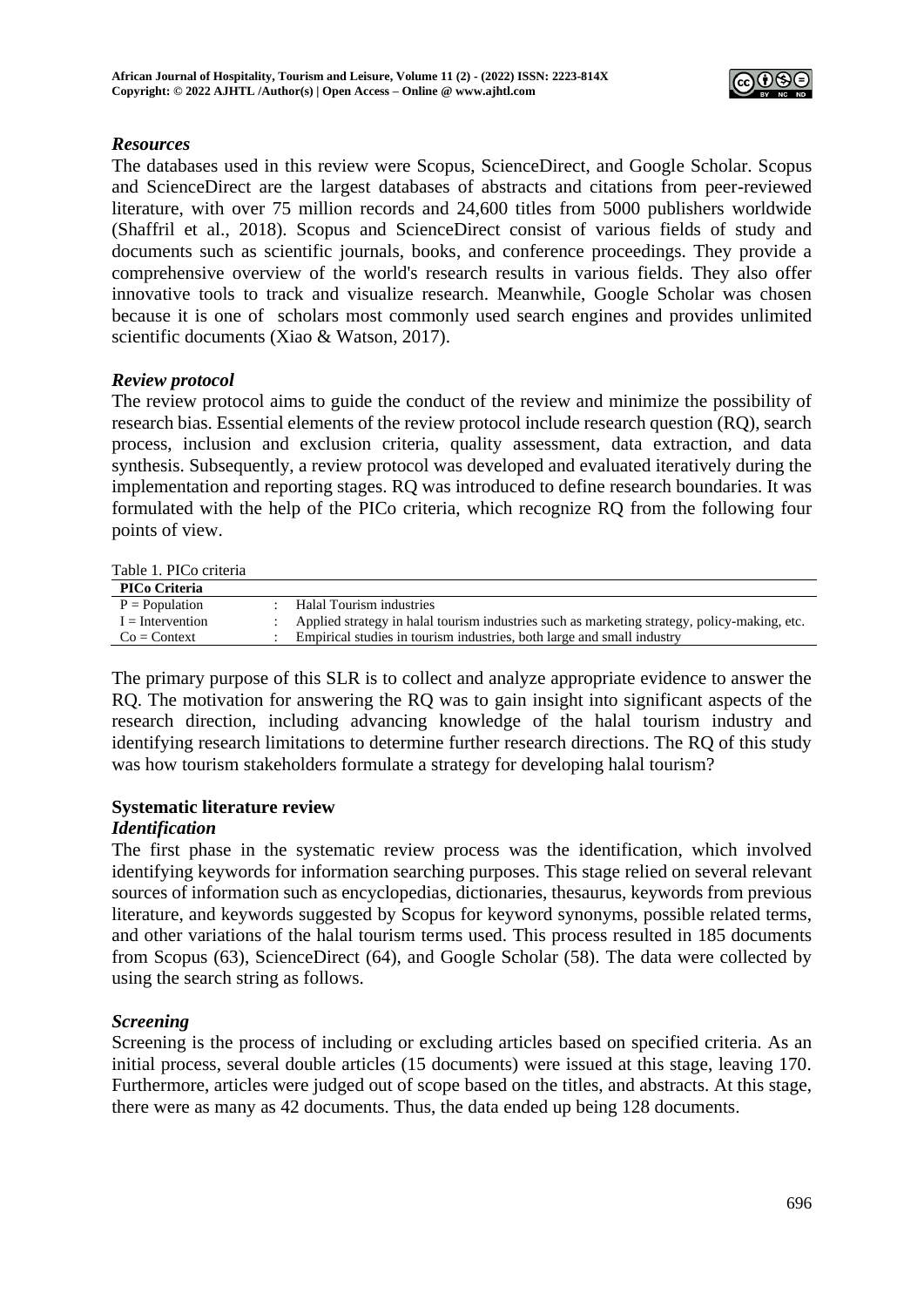### *Resources*

The databases used in this review were Scopus, ScienceDirect, and Google Scholar. Scopus and ScienceDirect are the largest databases of abstracts and citations from peer-reviewed literature, with over 75 million records and 24,600 titles from 5000 publishers worldwide (Shaffril et al., 2018). Scopus and ScienceDirect consist of various fields of study and documents such as scientific journals, books, and conference proceedings. They provide a comprehensive overview of the world's research results in various fields. They also offer innovative tools to track and visualize research. Meanwhile, Google Scholar was chosen because it is one of scholars most commonly used search engines and provides unlimited scientific documents (Xiao & Watson, 2017).

### *Review protocol*

The review protocol aims to guide the conduct of the review and minimize the possibility of research bias. Essential elements of the review protocol include research question (RQ), search process, inclusion and exclusion criteria, quality assessment, data extraction, and data synthesis. Subsequently, a review protocol was developed and evaluated iteratively during the implementation and reporting stages. RQ was introduced to define research boundaries. It was formulated with the help of the PICo criteria, which recognize RQ from the following four points of view.

Table 1. PICo criteria

| PICo Criteria | | |
|---|---|---|
| P = Population | : | Halal Tourism industries |
| I = Intervention | : | Applied strategy in halal tourism industries such as marketing strategy, policy-making, etc. |
| Co = Context | : | Empirical studies in tourism industries, both large and small industry |

The primary purpose of this SLR is to collect and analyze appropriate evidence to answer the RQ. The motivation for answering the RQ was to gain insight into significant aspects of the research direction, including advancing knowledge of the halal tourism industry and identifying research limitations to determine further research directions. The RQ of this study was how tourism stakeholders formulate a strategy for developing halal tourism?

## **Systematic literature review**

### *Identification*

The first phase in the systematic review process was the identification, which involved identifying keywords for information searching purposes. This stage relied on several relevant sources of information such as encyclopedias, dictionaries, thesaurus, keywords from previous literature, and keywords suggested by Scopus for keyword synonyms, possible related terms, and other variations of the halal tourism terms used. This process resulted in 185 documents from Scopus (63), ScienceDirect (64), and Google Scholar (58). The data were collected by using the search string as follows.

### *Screening*

Screening is the process of including or excluding articles based on specified criteria. As an initial process, several double articles (15 documents) were issued at this stage, leaving 170. Furthermore, articles were judged out of scope based on the titles, and abstracts. At this stage, there were as many as 42 documents. Thus, the data ended up being 128 documents.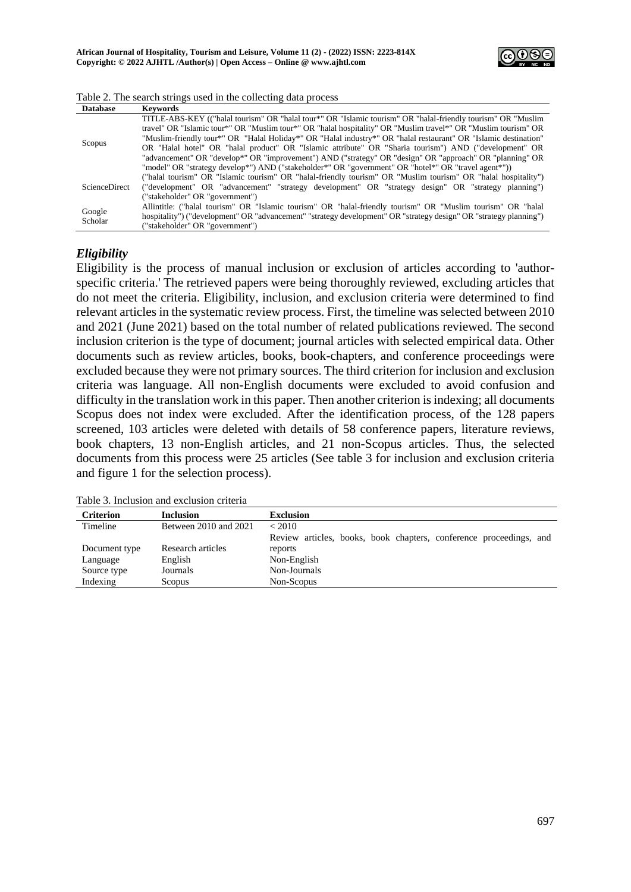Table 2. The search strings used in the collecting data process

| Database | Keywords |
|---|---|
| Scopus | TITLE-ABS-KEY (("halal tourism" OR "halal tour*" OR "Islamic tourism" OR "halal-friendly tourism" OR "Muslim travel" OR "Islamic tour*" OR "Muslim tour*" OR "halal hospitality" OR "Muslim travel*" OR "Muslim tourism" OR "Muslim-friendly tour*" OR "Halal Holiday*" OR "Halal industry*" OR "halal restaurant" OR "Islamic destination" OR "Halal hotel" OR "halal product" OR "Islamic attribute" OR "Sharia tourism") AND ("development" OR "advancement" OR "develop*" OR "improvement") AND ("strategy" OR "design" OR "approach" OR "planning" OR "model" OR "strategy develop*") AND ("stakeholder*" OR "government" OR "hotel*" OR "travel agent*")) |
| ScienceDirect | ("halal tourism" OR "Islamic tourism" OR "halal-friendly tourism" OR "Muslim tourism" OR "halal hospitality") ("development" OR "advancement" "strategy development" OR "strategy design" OR "strategy planning") ("stakeholder" OR "government") |
| Google Scholar | Allintitle: ("halal tourism" OR "Islamic tourism" OR "halal-friendly tourism" OR "Muslim tourism" OR "halal hospitality") ("development" OR "advancement" "strategy development" OR "strategy design" OR "strategy planning") ("stakeholder" OR "government") |

### *Eligibility*

Eligibility is the process of manual inclusion or exclusion of articles according to 'author-specific criteria.' The retrieved papers were being thoroughly reviewed, excluding articles that do not meet the criteria. Eligibility, inclusion, and exclusion criteria were determined to find relevant articles in the systematic review process. First, the timeline was selected between 2010 and 2021 (June 2021) based on the total number of related publications reviewed. The second inclusion criterion is the type of document; journal articles with selected empirical data. Other documents such as review articles, books, book-chapters, and conference proceedings were excluded because they were not primary sources. The third criterion for inclusion and exclusion criteria was language. All non-English documents were excluded to avoid confusion and difficulty in the translation work in this paper. Then another criterion is indexing; all documents Scopus does not index were excluded. After the identification process, of the 128 papers screened, 103 articles were deleted with details of 58 conference papers, literature reviews, book chapters, 13 non-English articles, and 21 non-Scopus articles. Thus, the selected documents from this process were 25 articles (See table 3 for inclusion and exclusion criteria and figure 1 for the selection process).

Table 3. Inclusion and exclusion criteria

| Criterion | Inclusion | Exclusion |
|---|---|---|
| Timeline | Between 2010 and 2021 | < 2010 |
| Document type | Research articles | Review articles, books, book chapters, conference proceedings, and reports |
| Language | English | Non-English |
| Source type | Journals | Non-Journals |
| Indexing | Scopus | Non-Scopus |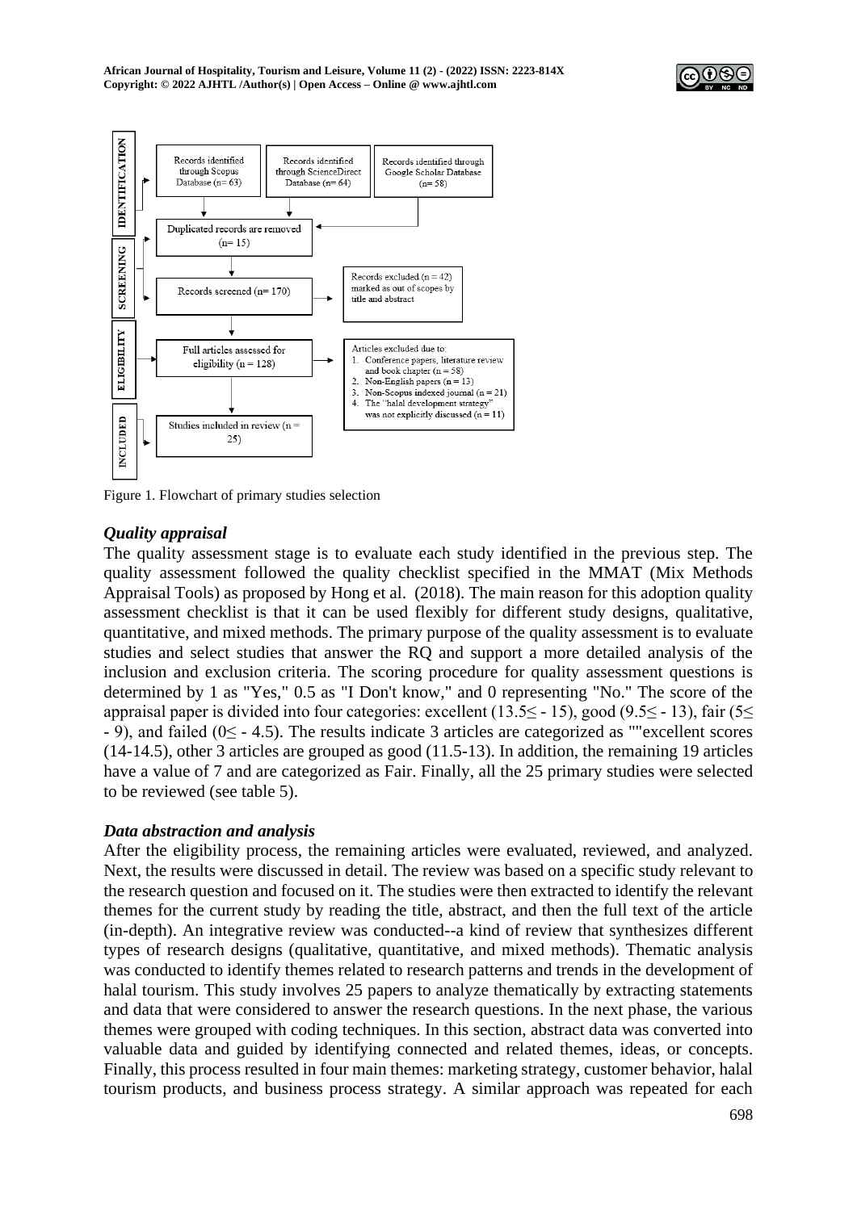**IDENTIFICATION**

- Records identified through Scopus Database (n= 63)
- Records identified through ScienceDirect Database (n= 64)
- Records identified through Google Scholar Database (n= 58)
- Duplicated records are removed (n= 15)

**SCREENING**

- Records screened (n= 170)
- Records excluded (n = 42) marked as out of scopes by title and abstract

**ELIGIBILITY**

- Full articles assessed for eligibility (n = 128)
- Articles excluded due to:
  1. Conference papers, literature review and book chapter (n = 58)
  2. Non-English papers (n = 13)
  3. Non-Scopus indexed journal (n = 21)
  4. The "halal development strategy" was not explicitly discussed (n = 11)

**INCLUDED**

- Studies included in review (n = 25)

Figure 1. Flowchart of primary studies selection

### *Quality appraisal*

The quality assessment stage is to evaluate each study identified in the previous step. The quality assessment followed the quality checklist specified in the MMAT (Mix Methods Appraisal Tools) as proposed by Hong et al. (2018). The main reason for this adoption quality assessment checklist is that it can be used flexibly for different study designs, qualitative, quantitative, and mixed methods. The primary purpose of the quality assessment is to evaluate studies and select studies that answer the RQ and support a more detailed analysis of the inclusion and exclusion criteria. The scoring procedure for quality assessment questions is determined by 1 as "Yes," 0.5 as "I Don't know," and 0 representing "No." The score of the appraisal paper is divided into four categories: excellent (13.5≤ - 15), good (9.5≤ - 13), fair (5≤ - 9), and failed (0≤ - 4.5). The results indicate 3 articles are categorized as ""excellent scores (14-14.5), other 3 articles are grouped as good (11.5-13). In addition, the remaining 19 articles have a value of 7 and are categorized as Fair. Finally, all the 25 primary studies were selected to be reviewed (see table 5).

### *Data abstraction and analysis*

After the eligibility process, the remaining articles were evaluated, reviewed, and analyzed. Next, the results were discussed in detail. The review was based on a specific study relevant to the research question and focused on it. The studies were then extracted to identify the relevant themes for the current study by reading the title, abstract, and then the full text of the article (in-depth). An integrative review was conducted--a kind of review that synthesizes different types of research designs (qualitative, quantitative, and mixed methods). Thematic analysis was conducted to identify themes related to research patterns and trends in the development of halal tourism. This study involves 25 papers to analyze thematically by extracting statements and data that were considered to answer the research questions. In the next phase, the various themes were grouped with coding techniques. In this section, abstract data was converted into valuable data and guided by identifying connected and related themes, ideas, or concepts. Finally, this process resulted in four main themes: marketing strategy, customer behavior, halal tourism products, and business process strategy. A similar approach was repeated for each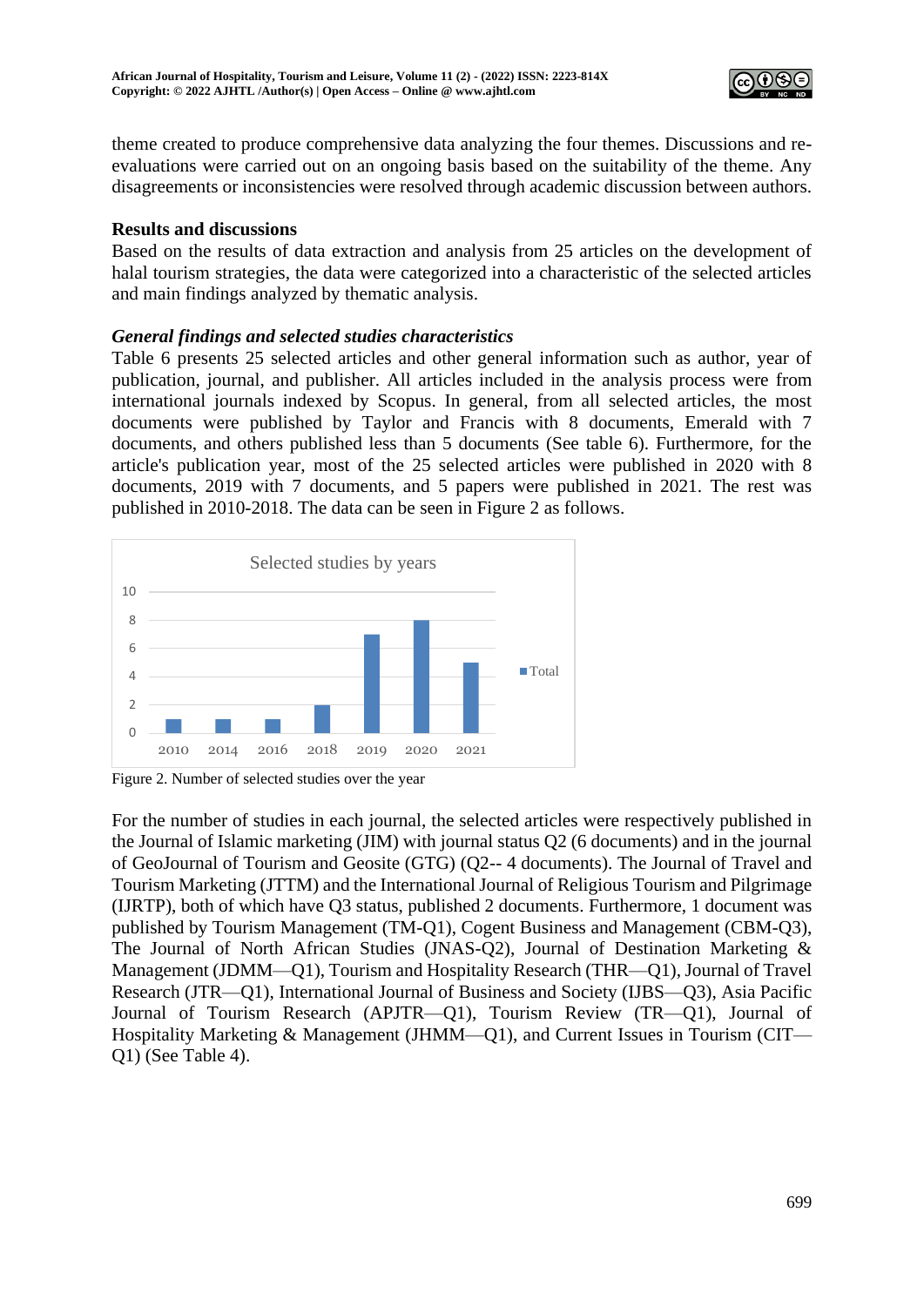theme created to produce comprehensive data analyzing the four themes. Discussions and re-evaluations were carried out on an ongoing basis based on the suitability of the theme. Any disagreements or inconsistencies were resolved through academic discussion between authors.

## Results and discussions

Based on the results of data extraction and analysis from 25 articles on the development of halal tourism strategies, the data were categorized into a characteristic of the selected articles and main findings analyzed by thematic analysis.

### *General findings and selected studies characteristics*

Table 6 presents 25 selected articles and other general information such as author, year of publication, journal, and publisher. All articles included in the analysis process were from international journals indexed by Scopus. In general, from all selected articles, the most documents were published by Taylor and Francis with 8 documents, Emerald with 7 documents, and others published less than 5 documents (See table 6). Furthermore, for the article's publication year, most of the 25 selected articles were published in 2020 with 8 documents, 2019 with 7 documents, and 5 papers were published in 2021. The rest was published in 2010-2018. The data can be seen in Figure 2 as follows.

Figure 2. Number of selected studies over the year

For the number of studies in each journal, the selected articles were respectively published in the Journal of Islamic marketing (JIM) with journal status Q2 (6 documents) and in the journal of GeoJournal of Tourism and Geosite (GTG) (Q2-- 4 documents). The Journal of Travel and Tourism Marketing (JTTM) and the International Journal of Religious Tourism and Pilgrimage (IJRTP), both of which have Q3 status, published 2 documents. Furthermore, 1 document was published by Tourism Management (TM-Q1), Cogent Business and Management (CBM-Q3), The Journal of North African Studies (JNAS-Q2), Journal of Destination Marketing & Management (JDMM—Q1), Tourism and Hospitality Research (THR—Q1), Journal of Travel Research (JTR—Q1), International Journal of Business and Society (IJBS—Q3), Asia Pacific Journal of Tourism Research (APJTR—Q1), Tourism Review (TR—Q1), Journal of Hospitality Marketing & Management (JHMM—Q1), and Current Issues in Tourism (CIT—Q1) (See Table 4).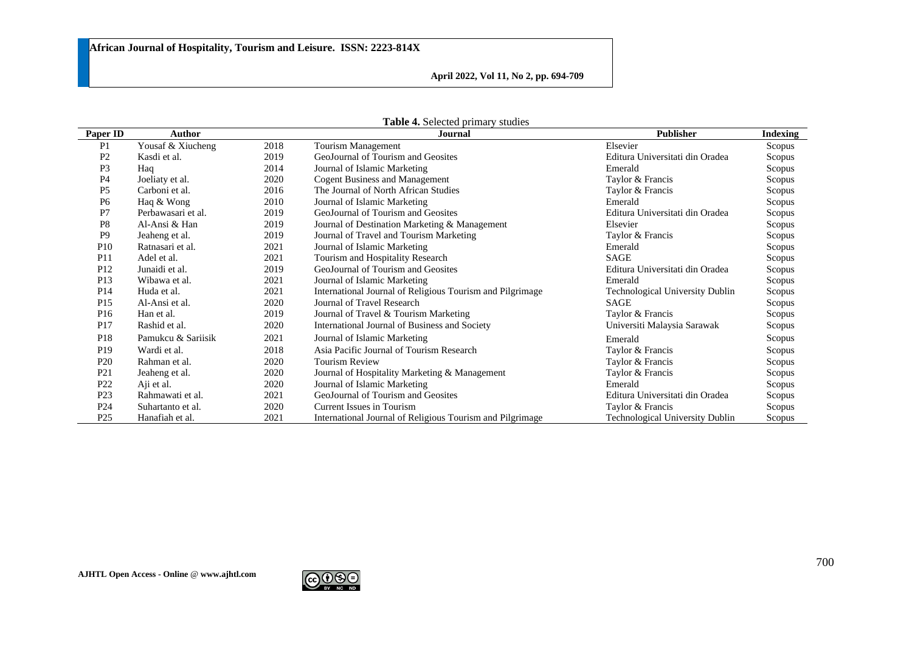**Table 4.** Selected primary studies

| Paper ID | Author | | Journal | Publisher | Indexing |
|---|---|---|---|---|---|
| P1 | Yousaf & Xiucheng | 2018 | Tourism Management | Elsevier | Scopus |
| P2 | Kasdi et al. | 2019 | GeoJournal of Tourism and Geosites | Editura Universitati din Oradea | Scopus |
| P3 | Haq | 2014 | Journal of Islamic Marketing | Emerald | Scopus |
| P4 | Joeliaty et al. | 2020 | Cogent Business and Management | Taylor & Francis | Scopus |
| P5 | Carboni et al. | 2016 | The Journal of North African Studies | Taylor & Francis | Scopus |
| P6 | Haq & Wong | 2010 | Journal of Islamic Marketing | Emerald | Scopus |
| P7 | Perbawasari et al. | 2019 | GeoJournal of Tourism and Geosites | Editura Universitati din Oradea | Scopus |
| P8 | Al-Ansi & Han | 2019 | Journal of Destination Marketing & Management | Elsevier | Scopus |
| P9 | Jeaheng et al. | 2019 | Journal of Travel and Tourism Marketing | Taylor & Francis | Scopus |
| P10 | Ratnasari et al. | 2021 | Journal of Islamic Marketing | Emerald | Scopus |
| P11 | Adel et al. | 2021 | Tourism and Hospitality Research | SAGE | Scopus |
| P12 | Junaidi et al. | 2019 | GeoJournal of Tourism and Geosites | Editura Universitati din Oradea | Scopus |
| P13 | Wibawa et al. | 2021 | Journal of Islamic Marketing | Emerald | Scopus |
| P14 | Huda et al. | 2021 | International Journal of Religious Tourism and Pilgrimage | Technological University Dublin | Scopus |
| P15 | Al-Ansi et al. | 2020 | Journal of Travel Research | SAGE | Scopus |
| P16 | Han et al. | 2019 | Journal of Travel & Tourism Marketing | Taylor & Francis | Scopus |
| P17 | Rashid et al. | 2020 | International Journal of Business and Society | Universiti Malaysia Sarawak | Scopus |
| P18 | Pamukcu & Sariisik | 2021 | Journal of Islamic Marketing | Emerald | Scopus |
| P19 | Wardi et al. | 2018 | Asia Pacific Journal of Tourism Research | Taylor & Francis | Scopus |
| P20 | Rahman et al. | 2020 | Tourism Review | Taylor & Francis | Scopus |
| P21 | Jeaheng et al. | 2020 | Journal of Hospitality Marketing & Management | Taylor & Francis | Scopus |
| P22 | Aji et al. | 2020 | Journal of Islamic Marketing | Emerald | Scopus |
| P23 | Rahmawati et al. | 2021 | GeoJournal of Tourism and Geosites | Editura Universitati din Oradea | Scopus |
| P24 | Suhartanto et al. | 2020 | Current Issues in Tourism | Taylor & Francis | Scopus |
| P25 | Hanafiah et al. | 2021 | International Journal of Religious Tourism and Pilgrimage | Technological University Dublin | Scopus |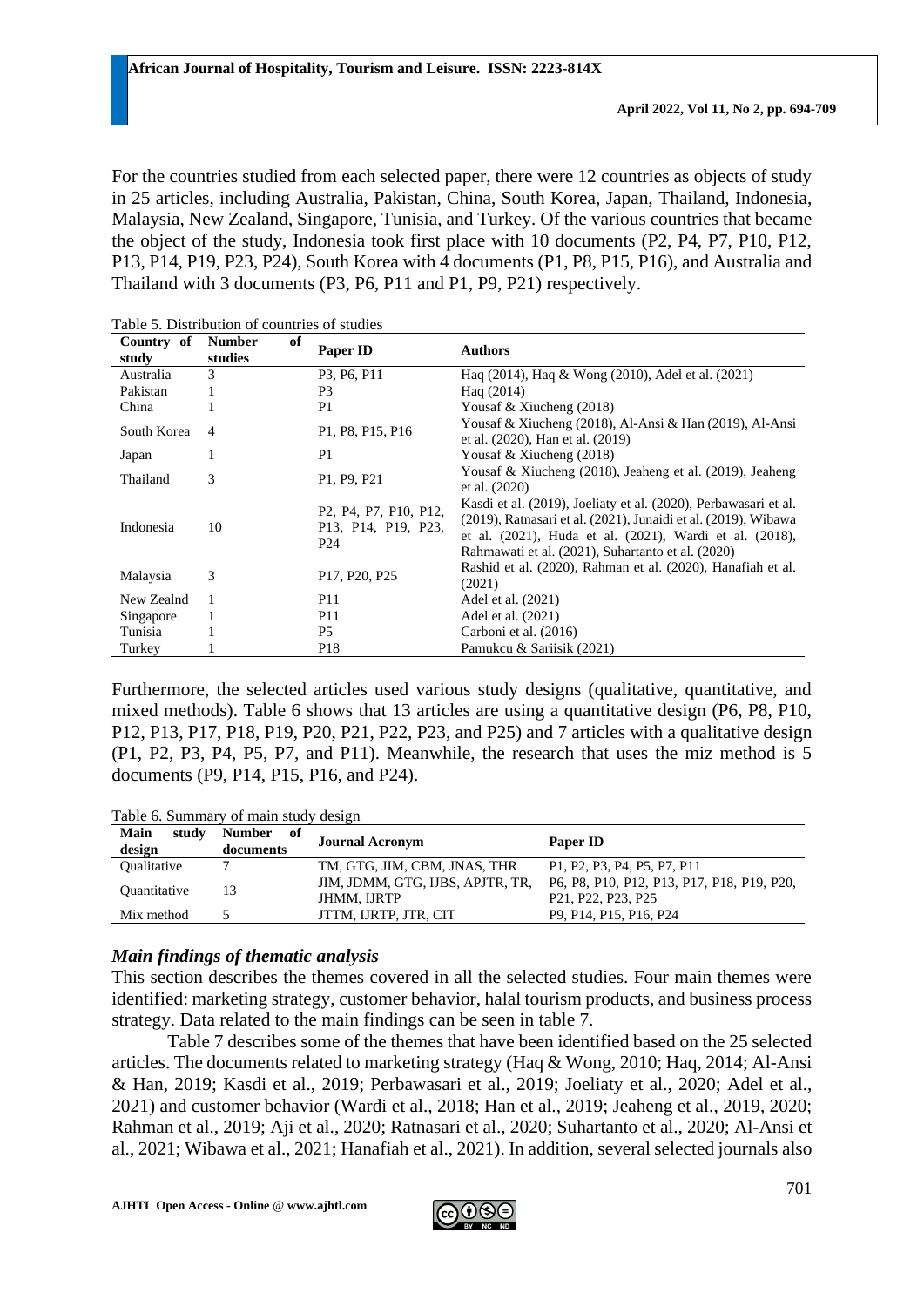For the countries studied from each selected paper, there were 12 countries as objects of study in 25 articles, including Australia, Pakistan, China, South Korea, Japan, Thailand, Indonesia, Malaysia, New Zealand, Singapore, Tunisia, and Turkey. Of the various countries that became the object of the study, Indonesia took first place with 10 documents (P2, P4, P7, P10, P12, P13, P14, P19, P23, P24), South Korea with 4 documents (P1, P8, P15, P16), and Australia and Thailand with 3 documents (P3, P6, P11 and P1, P9, P21) respectively.

Table 5. Distribution of countries of studies

| Country of study | Number of studies | Paper ID | Authors |
|---|---|---|---|
| Australia | 3 | P3, P6, P11 | Haq (2014), Haq & Wong (2010), Adel et al. (2021) |
| Pakistan | 1 | P3 | Haq (2014) |
| China | 1 | P1 | Yousaf & Xiucheng (2018) |
| South Korea | 4 | P1, P8, P15, P16 | Yousaf & Xiucheng (2018), Al-Ansi & Han (2019), Al-Ansi et al. (2020), Han et al. (2019) |
| Japan | 1 | P1 | Yousaf & Xiucheng (2018) |
| Thailand | 3 | P1, P9, P21 | Yousaf & Xiucheng (2018), Jeaheng et al. (2019), Jeaheng et al. (2020) |
| Indonesia | 10 | P2, P4, P7, P10, P12, P13, P14, P19, P23, P24 | Kasdi et al. (2019), Joeliaty et al. (2020), Perbawasari et al. (2019), Ratnasari et al. (2021), Junaidi et al. (2019), Wibawa et al. (2021), Huda et al. (2021), Wardi et al. (2018), Rahmawati et al. (2021), Suhartanto et al. (2020) |
| Malaysia | 3 | P17, P20, P25 | Rashid et al. (2020), Rahman et al. (2020), Hanafiah et al. (2021) |
| New Zealnd | 1 | P11 | Adel et al. (2021) |
| Singapore | 1 | P11 | Adel et al. (2021) |
| Tunisia | 1 | P5 | Carboni et al. (2016) |
| Turkey | 1 | P18 | Pamukcu & Sariisik (2021) |

Furthermore, the selected articles used various study designs (qualitative, quantitative, and mixed methods). Table 6 shows that 13 articles are using a quantitative design (P6, P8, P10, P12, P13, P17, P18, P19, P20, P21, P22, P23, and P25) and 7 articles with a qualitative design (P1, P2, P3, P4, P5, P7, and P11). Meanwhile, the research that uses the miz method is 5 documents (P9, P14, P15, P16, and P24).

Table 6. Summary of main study design

| Main study design | Number of documents | Journal Acronym | Paper ID |
|---|---|---|---|
| Qualitative | 7 | TM, GTG, JIM, CBM, JNAS, THR | P1, P2, P3, P4, P5, P7, P11 |
| Quantitative | 13 | JIM, JDMM, GTG, IJBS, APJTR, TR, JHMM, IJRTP | P6, P8, P10, P12, P13, P17, P18, P19, P20, P21, P22, P23, P25 |
| Mix method | 5 | JTTM, IJRTP, JTR, CIT | P9, P14, P15, P16, P24 |

### *Main findings of thematic analysis*

This section describes the themes covered in all the selected studies. Four main themes were identified: marketing strategy, customer behavior, halal tourism products, and business process strategy. Data related to the main findings can be seen in table 7.

Table 7 describes some of the themes that have been identified based on the 25 selected articles. The documents related to marketing strategy (Haq & Wong, 2010; Haq, 2014; Al-Ansi & Han, 2019; Kasdi et al., 2019; Perbawasari et al., 2019; Joeliaty et al., 2020; Adel et al., 2021) and customer behavior (Wardi et al., 2018; Han et al., 2019; Jeaheng et al., 2019, 2020; Rahman et al., 2019; Aji et al., 2020; Ratnasari et al., 2020; Suhartanto et al., 2020; Al-Ansi et al., 2021; Wibawa et al., 2021; Hanafiah et al., 2021). In addition, several selected journals also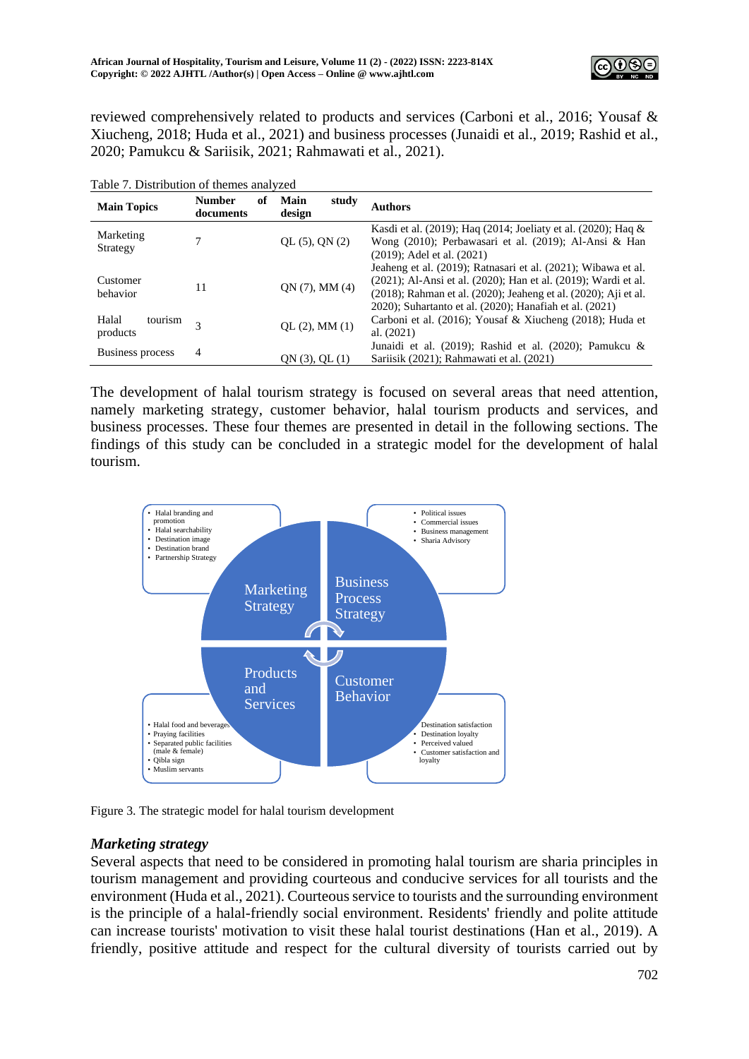reviewed comprehensively related to products and services (Carboni et al., 2016; Yousaf & Xiucheng, 2018; Huda et al., 2021) and business processes (Junaidi et al., 2019; Rashid et al., 2020; Pamukcu & Sariisik, 2021; Rahmawati et al., 2021).

Table 7. Distribution of themes analyzed

| Main Topics | Number of documents | Main study design | Authors |
|---|---|---|---|
| Marketing Strategy | 7 | QL (5), QN (2) | Kasdi et al. (2019); Haq (2014; Joeliaty et al. (2020); Haq & Wong (2010); Perbawasari et al. (2019); Al-Ansi & Han (2019); Adel et al. (2021) |
| Customer behavior | 11 | QN (7), MM (4) | Jeaheng et al. (2019); Ratnasari et al. (2021); Wibawa et al. (2021); Al-Ansi et al. (2020); Han et al. (2019); Wardi et al. (2018); Rahman et al. (2020); Jeaheng et al. (2020); Aji et al. 2020); Suhartanto et al. (2020); Hanafiah et al. (2021) |
| Halal tourism products | 3 | QL (2), MM (1) | Carboni et al. (2016); Yousaf & Xiucheng (2018); Huda et al. (2021) |
| Business process | 4 | QN (3), QL (1) | Junaidi et al. (2019); Rashid et al. (2020); Pamukcu & Sariisik (2021); Rahmawati et al. (2021) |

The development of halal tourism strategy is focused on several areas that need attention, namely marketing strategy, customer behavior, halal tourism products and services, and business processes. These four themes are presented in detail in the following sections. The findings of this study can be concluded in a strategic model for the development of halal tourism.

**Marketing Strategy**
- Halal branding and promotion
- Halal searchability
- Destination image
- Destination brand
- Partnership Strategy

**Business Process Strategy**
- Political issues
- Commercial issues
- Business management
- Sharia Advisory

**Products and Services**
- Halal food and beverages
- Praying facilities
- Separated public facilities (male & female)
- Qibla sign
- Muslim servants

**Customer Behavior**
- Destination satisfaction
- Destination loyalty
- Perceived valued
- Customer satisfaction and loyalty

Figure 3. The strategic model for halal tourism development

### *Marketing strategy*

Several aspects that need to be considered in promoting halal tourism are sharia principles in tourism management and providing courteous and conducive services for all tourists and the environment (Huda et al., 2021). Courteous service to tourists and the surrounding environment is the principle of a halal-friendly social environment. Residents' friendly and polite attitude can increase tourists' motivation to visit these halal tourist destinations (Han et al., 2019). A friendly, positive attitude and respect for the cultural diversity of tourists carried out by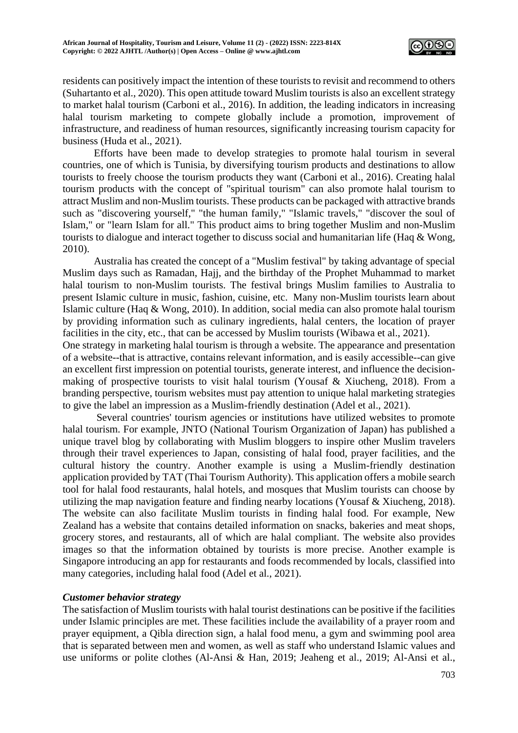residents can positively impact the intention of these tourists to revisit and recommend to others (Suhartanto et al., 2020). This open attitude toward Muslim tourists is also an excellent strategy to market halal tourism (Carboni et al., 2016). In addition, the leading indicators in increasing halal tourism marketing to compete globally include a promotion, improvement of infrastructure, and readiness of human resources, significantly increasing tourism capacity for business (Huda et al., 2021).

Efforts have been made to develop strategies to promote halal tourism in several countries, one of which is Tunisia, by diversifying tourism products and destinations to allow tourists to freely choose the tourism products they want (Carboni et al., 2016). Creating halal tourism products with the concept of "spiritual tourism" can also promote halal tourism to attract Muslim and non-Muslim tourists. These products can be packaged with attractive brands such as "discovering yourself," "the human family," "Islamic travels," "discover the soul of Islam," or "learn Islam for all." This product aims to bring together Muslim and non-Muslim tourists to dialogue and interact together to discuss social and humanitarian life (Haq & Wong, 2010).

Australia has created the concept of a "Muslim festival" by taking advantage of special Muslim days such as Ramadan, Hajj, and the birthday of the Prophet Muhammad to market halal tourism to non-Muslim tourists. The festival brings Muslim families to Australia to present Islamic culture in music, fashion, cuisine, etc. Many non-Muslim tourists learn about Islamic culture (Haq & Wong, 2010). In addition, social media can also promote halal tourism by providing information such as culinary ingredients, halal centers, the location of prayer facilities in the city, etc., that can be accessed by Muslim tourists (Wibawa et al., 2021).

One strategy in marketing halal tourism is through a website. The appearance and presentation of a website--that is attractive, contains relevant information, and is easily accessible--can give an excellent first impression on potential tourists, generate interest, and influence the decision-making of prospective tourists to visit halal tourism (Yousaf & Xiucheng, 2018). From a branding perspective, tourism websites must pay attention to unique halal marketing strategies to give the label an impression as a Muslim-friendly destination (Adel et al., 2021).

Several countries' tourism agencies or institutions have utilized websites to promote halal tourism. For example, JNTO (National Tourism Organization of Japan) has published a unique travel blog by collaborating with Muslim bloggers to inspire other Muslim travelers through their travel experiences to Japan, consisting of halal food, prayer facilities, and the cultural history the country. Another example is using a Muslim-friendly destination application provided by TAT (Thai Tourism Authority). This application offers a mobile search tool for halal food restaurants, halal hotels, and mosques that Muslim tourists can choose by utilizing the map navigation feature and finding nearby locations (Yousaf & Xiucheng, 2018). The website can also facilitate Muslim tourists in finding halal food. For example, New Zealand has a website that contains detailed information on snacks, bakeries and meat shops, grocery stores, and restaurants, all of which are halal compliant. The website also provides images so that the information obtained by tourists is more precise. Another example is Singapore introducing an app for restaurants and foods recommended by locals, classified into many categories, including halal food (Adel et al., 2021).

### *Customer behavior strategy*

The satisfaction of Muslim tourists with halal tourist destinations can be positive if the facilities under Islamic principles are met. These facilities include the availability of a prayer room and prayer equipment, a Qibla direction sign, a halal food menu, a gym and swimming pool area that is separated between men and women, as well as staff who understand Islamic values and use uniforms or polite clothes (Al-Ansi & Han, 2019; Jeaheng et al., 2019; Al-Ansi et al.,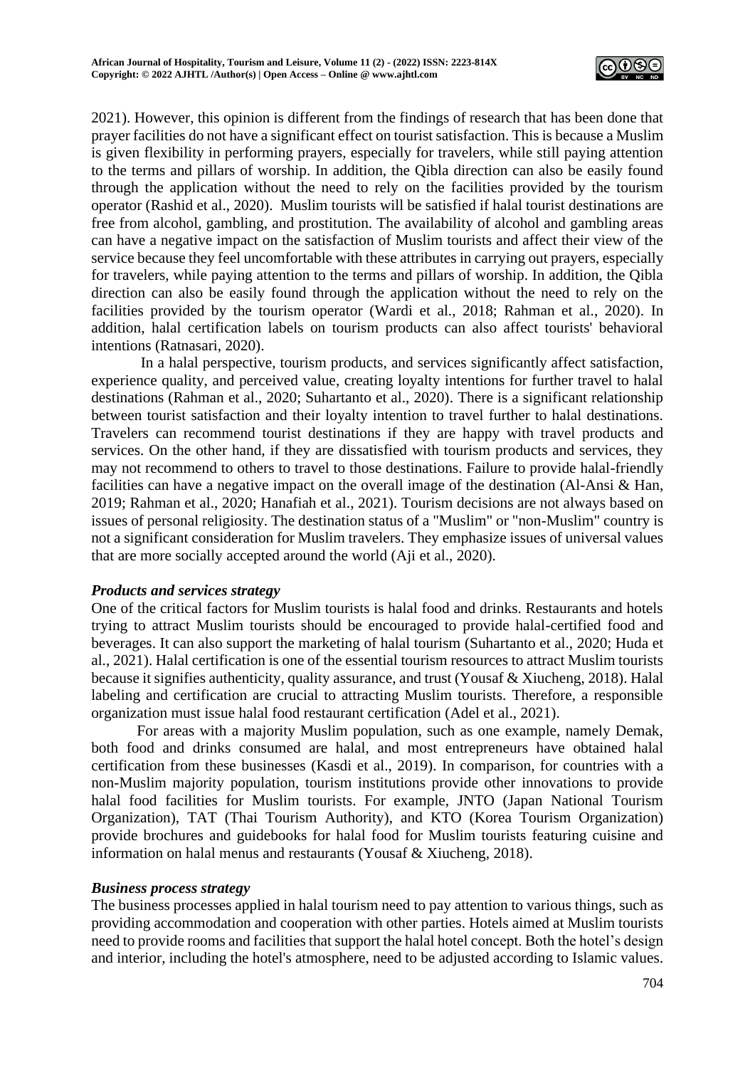2021). However, this opinion is different from the findings of research that has been done that prayer facilities do not have a significant effect on tourist satisfaction. This is because a Muslim is given flexibility in performing prayers, especially for travelers, while still paying attention to the terms and pillars of worship. In addition, the Qibla direction can also be easily found through the application without the need to rely on the facilities provided by the tourism operator (Rashid et al., 2020). Muslim tourists will be satisfied if halal tourist destinations are free from alcohol, gambling, and prostitution. The availability of alcohol and gambling areas can have a negative impact on the satisfaction of Muslim tourists and affect their view of the service because they feel uncomfortable with these attributes in carrying out prayers, especially for travelers, while paying attention to the terms and pillars of worship. In addition, the Qibla direction can also be easily found through the application without the need to rely on the facilities provided by the tourism operator (Wardi et al., 2018; Rahman et al., 2020). In addition, halal certification labels on tourism products can also affect tourists' behavioral intentions (Ratnasari, 2020).

In a halal perspective, tourism products, and services significantly affect satisfaction, experience quality, and perceived value, creating loyalty intentions for further travel to halal destinations (Rahman et al., 2020; Suhartanto et al., 2020). There is a significant relationship between tourist satisfaction and their loyalty intention to travel further to halal destinations. Travelers can recommend tourist destinations if they are happy with travel products and services. On the other hand, if they are dissatisfied with tourism products and services, they may not recommend to others to travel to those destinations. Failure to provide halal-friendly facilities can have a negative impact on the overall image of the destination (Al-Ansi & Han, 2019; Rahman et al., 2020; Hanafiah et al., 2021). Tourism decisions are not always based on issues of personal religiosity. The destination status of a "Muslim" or "non-Muslim" country is not a significant consideration for Muslim travelers. They emphasize issues of universal values that are more socially accepted around the world (Aji et al., 2020).

***Products and services strategy***

One of the critical factors for Muslim tourists is halal food and drinks. Restaurants and hotels trying to attract Muslim tourists should be encouraged to provide halal-certified food and beverages. It can also support the marketing of halal tourism (Suhartanto et al., 2020; Huda et al., 2021). Halal certification is one of the essential tourism resources to attract Muslim tourists because it signifies authenticity, quality assurance, and trust (Yousaf & Xiucheng, 2018). Halal labeling and certification are crucial to attracting Muslim tourists. Therefore, a responsible organization must issue halal food restaurant certification (Adel et al., 2021).

For areas with a majority Muslim population, such as one example, namely Demak, both food and drinks consumed are halal, and most entrepreneurs have obtained halal certification from these businesses (Kasdi et al., 2019). In comparison, for countries with a non-Muslim majority population, tourism institutions provide other innovations to provide halal food facilities for Muslim tourists. For example, JNTO (Japan National Tourism Organization), TAT (Thai Tourism Authority), and KTO (Korea Tourism Organization) provide brochures and guidebooks for halal food for Muslim tourists featuring cuisine and information on halal menus and restaurants (Yousaf & Xiucheng, 2018).

***Business process strategy***

The business processes applied in halal tourism need to pay attention to various things, such as providing accommodation and cooperation with other parties. Hotels aimed at Muslim tourists need to provide rooms and facilities that support the halal hotel concept. Both the hotel's design and interior, including the hotel's atmosphere, need to be adjusted according to Islamic values.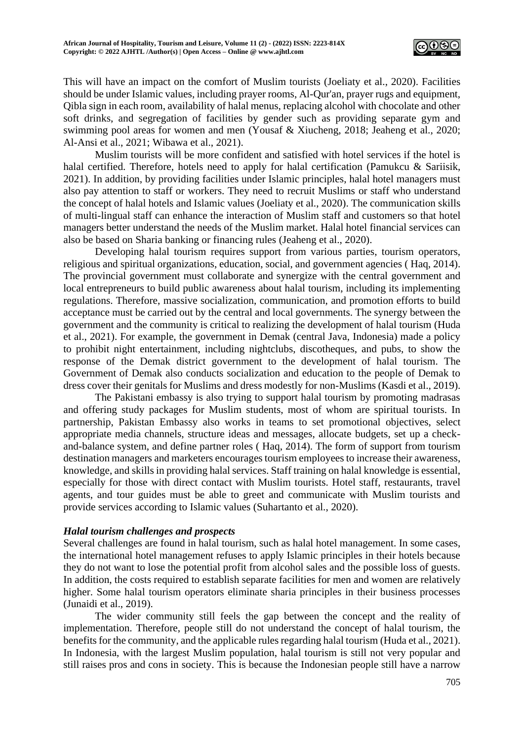This will have an impact on the comfort of Muslim tourists (Joeliaty et al., 2020). Facilities should be under Islamic values, including prayer rooms, Al-Qur'an, prayer rugs and equipment, Qibla sign in each room, availability of halal menus, replacing alcohol with chocolate and other soft drinks, and segregation of facilities by gender such as providing separate gym and swimming pool areas for women and men (Yousaf & Xiucheng, 2018; Jeaheng et al., 2020; Al-Ansi et al., 2021; Wibawa et al., 2021).

Muslim tourists will be more confident and satisfied with hotel services if the hotel is halal certified. Therefore, hotels need to apply for halal certification (Pamukcu & Sariisik, 2021). In addition, by providing facilities under Islamic principles, halal hotel managers must also pay attention to staff or workers. They need to recruit Muslims or staff who understand the concept of halal hotels and Islamic values (Joeliaty et al., 2020). The communication skills of multi-lingual staff can enhance the interaction of Muslim staff and customers so that hotel managers better understand the needs of the Muslim market. Halal hotel financial services can also be based on Sharia banking or financing rules (Jeaheng et al., 2020).

Developing halal tourism requires support from various parties, tourism operators, religious and spiritual organizations, education, social, and government agencies ( Haq, 2014). The provincial government must collaborate and synergize with the central government and local entrepreneurs to build public awareness about halal tourism, including its implementing regulations. Therefore, massive socialization, communication, and promotion efforts to build acceptance must be carried out by the central and local governments. The synergy between the government and the community is critical to realizing the development of halal tourism (Huda et al., 2021). For example, the government in Demak (central Java, Indonesia) made a policy to prohibit night entertainment, including nightclubs, discotheques, and pubs, to show the response of the Demak district government to the development of halal tourism. The Government of Demak also conducts socialization and education to the people of Demak to dress cover their genitals for Muslims and dress modestly for non-Muslims (Kasdi et al., 2019).

The Pakistani embassy is also trying to support halal tourism by promoting madrasas and offering study packages for Muslim students, most of whom are spiritual tourists. In partnership, Pakistan Embassy also works in teams to set promotional objectives, select appropriate media channels, structure ideas and messages, allocate budgets, set up a check-and-balance system, and define partner roles ( Haq, 2014). The form of support from tourism destination managers and marketers encourages tourism employees to increase their awareness, knowledge, and skills in providing halal services. Staff training on halal knowledge is essential, especially for those with direct contact with Muslim tourists. Hotel staff, restaurants, travel agents, and tour guides must be able to greet and communicate with Muslim tourists and provide services according to Islamic values (Suhartanto et al., 2020).

### *Halal tourism challenges and prospects*

Several challenges are found in halal tourism, such as halal hotel management. In some cases, the international hotel management refuses to apply Islamic principles in their hotels because they do not want to lose the potential profit from alcohol sales and the possible loss of guests. In addition, the costs required to establish separate facilities for men and women are relatively higher. Some halal tourism operators eliminate sharia principles in their business processes (Junaidi et al., 2019).

The wider community still feels the gap between the concept and the reality of implementation. Therefore, people still do not understand the concept of halal tourism, the benefits for the community, and the applicable rules regarding halal tourism (Huda et al., 2021). In Indonesia, with the largest Muslim population, halal tourism is still not very popular and still raises pros and cons in society. This is because the Indonesian people still have a narrow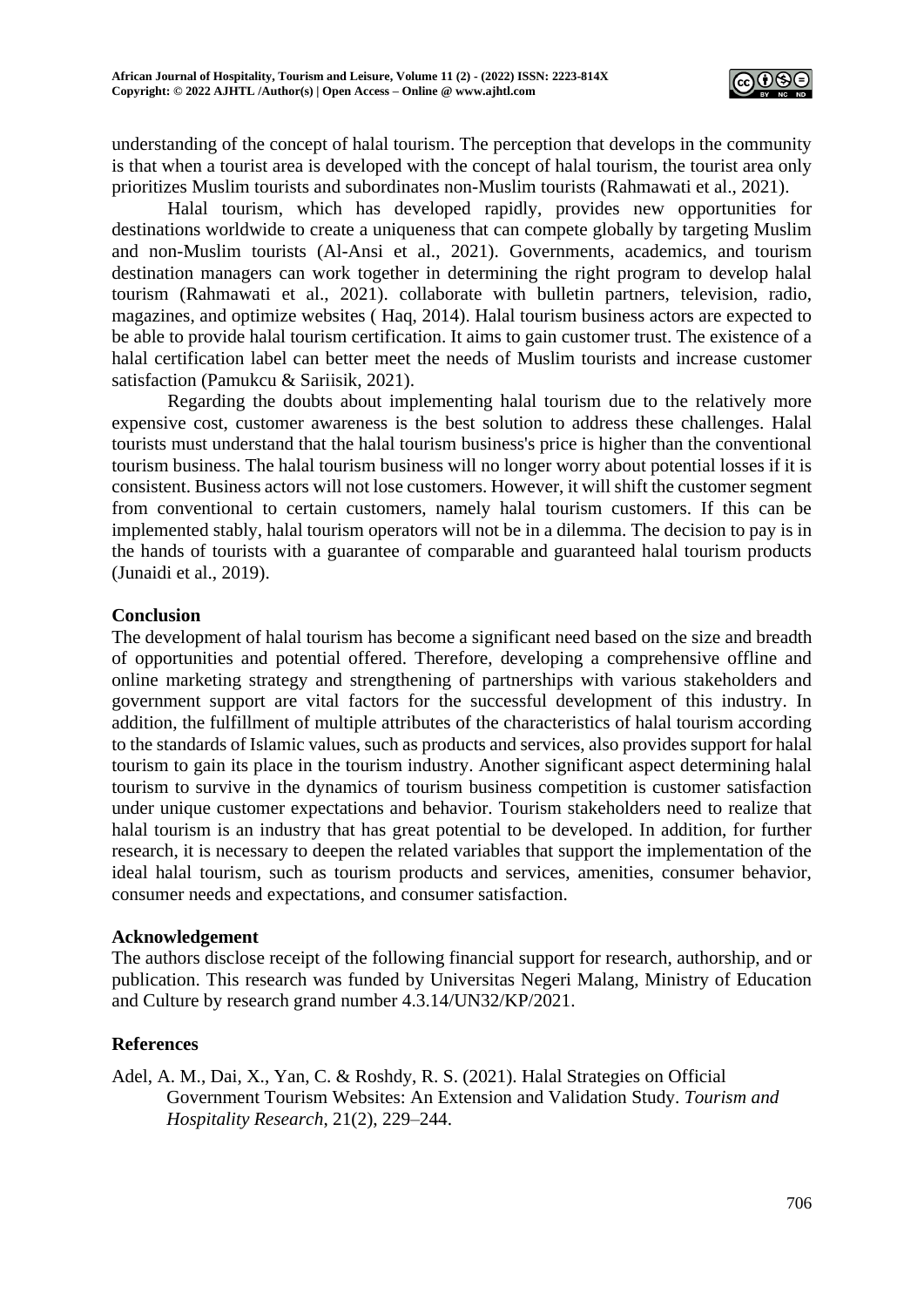understanding of the concept of halal tourism. The perception that develops in the community is that when a tourist area is developed with the concept of halal tourism, the tourist area only prioritizes Muslim tourists and subordinates non-Muslim tourists (Rahmawati et al., 2021).

Halal tourism, which has developed rapidly, provides new opportunities for destinations worldwide to create a uniqueness that can compete globally by targeting Muslim and non-Muslim tourists (Al-Ansi et al., 2021). Governments, academics, and tourism destination managers can work together in determining the right program to develop halal tourism (Rahmawati et al., 2021). collaborate with bulletin partners, television, radio, magazines, and optimize websites ( Haq, 2014). Halal tourism business actors are expected to be able to provide halal tourism certification. It aims to gain customer trust. The existence of a halal certification label can better meet the needs of Muslim tourists and increase customer satisfaction (Pamukcu & Sariisik, 2021).

Regarding the doubts about implementing halal tourism due to the relatively more expensive cost, customer awareness is the best solution to address these challenges. Halal tourists must understand that the halal tourism business's price is higher than the conventional tourism business. The halal tourism business will no longer worry about potential losses if it is consistent. Business actors will not lose customers. However, it will shift the customer segment from conventional to certain customers, namely halal tourism customers. If this can be implemented stably, halal tourism operators will not be in a dilemma. The decision to pay is in the hands of tourists with a guarantee of comparable and guaranteed halal tourism products (Junaidi et al., 2019).

## Conclusion

The development of halal tourism has become a significant need based on the size and breadth of opportunities and potential offered. Therefore, developing a comprehensive offline and online marketing strategy and strengthening of partnerships with various stakeholders and government support are vital factors for the successful development of this industry. In addition, the fulfillment of multiple attributes of the characteristics of halal tourism according to the standards of Islamic values, such as products and services, also provides support for halal tourism to gain its place in the tourism industry. Another significant aspect determining halal tourism to survive in the dynamics of tourism business competition is customer satisfaction under unique customer expectations and behavior. Tourism stakeholders need to realize that halal tourism is an industry that has great potential to be developed. In addition, for further research, it is necessary to deepen the related variables that support the implementation of the ideal halal tourism, such as tourism products and services, amenities, consumer behavior, consumer needs and expectations, and consumer satisfaction.

## Acknowledgement

The authors disclose receipt of the following financial support for research, authorship, and or publication. This research was funded by Universitas Negeri Malang, Ministry of Education and Culture by research grand number 4.3.14/UN32/KP/2021.

## References

Adel, A. M., Dai, X., Yan, C. & Roshdy, R. S. (2021). Halal Strategies on Official Government Tourism Websites: An Extension and Validation Study. *Tourism and Hospitality Research*, 21(2), 229–244.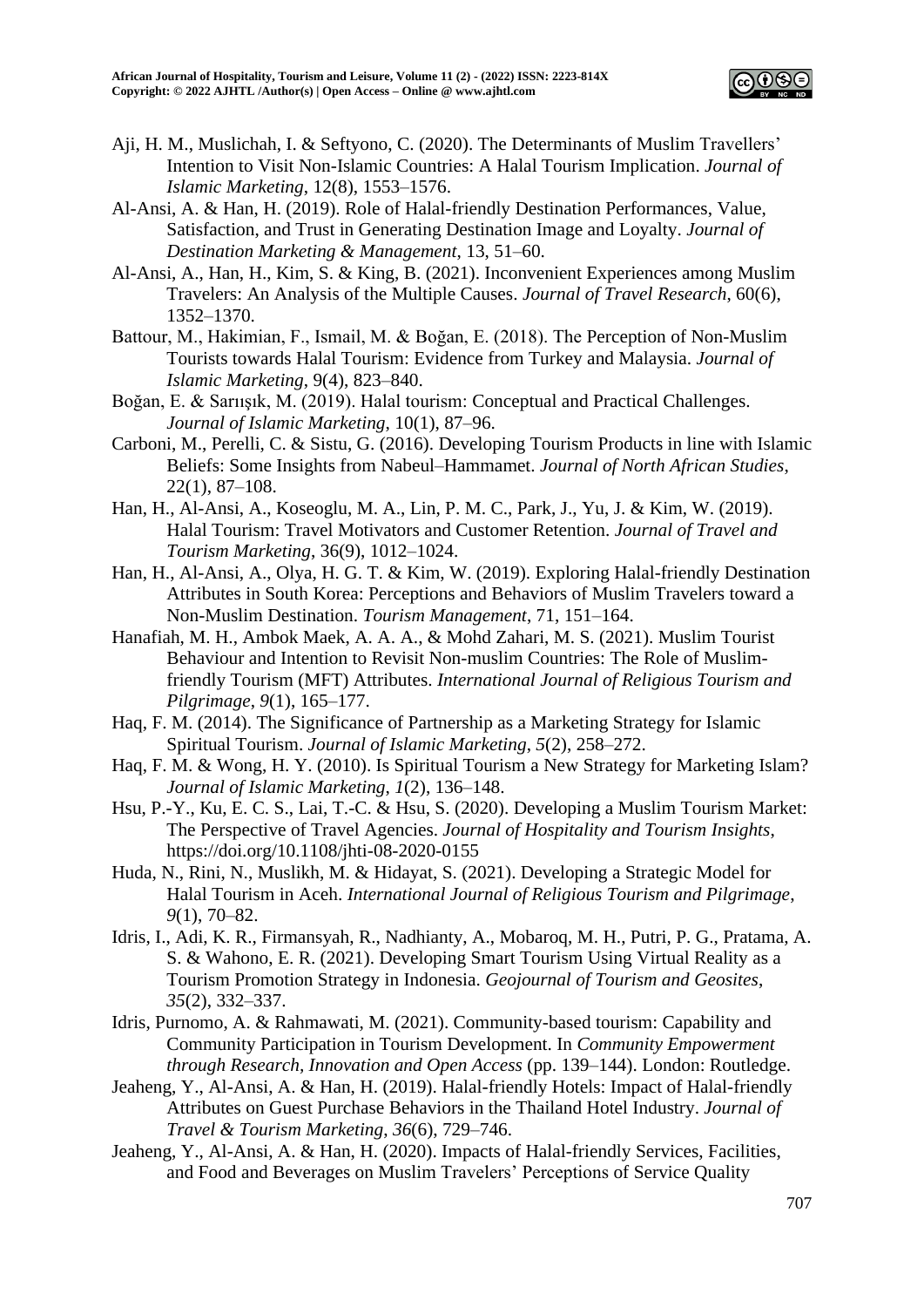Aji, H. M., Muslichah, I. & Seftyono, C. (2020). The Determinants of Muslim Travellers' Intention to Visit Non-Islamic Countries: A Halal Tourism Implication. *Journal of Islamic Marketing*, 12(8), 1553–1576.

Al-Ansi, A. & Han, H. (2019). Role of Halal-friendly Destination Performances, Value, Satisfaction, and Trust in Generating Destination Image and Loyalty. *Journal of Destination Marketing & Management*, 13, 51–60.

Al-Ansi, A., Han, H., Kim, S. & King, B. (2021). Inconvenient Experiences among Muslim Travelers: An Analysis of the Multiple Causes. *Journal of Travel Research*, 60(6), 1352–1370.

Battour, M., Hakimian, F., Ismail, M. & Boğan, E. (2018). The Perception of Non-Muslim Tourists towards Halal Tourism: Evidence from Turkey and Malaysia. *Journal of Islamic Marketing*, 9(4), 823–840.

Boğan, E. & Sarıışık, M. (2019). Halal tourism: Conceptual and Practical Challenges. *Journal of Islamic Marketing*, 10(1), 87–96.

Carboni, M., Perelli, C. & Sistu, G. (2016). Developing Tourism Products in line with Islamic Beliefs: Some Insights from Nabeul–Hammamet. *Journal of North African Studies*, 22(1), 87–108.

Han, H., Al-Ansi, A., Koseoglu, M. A., Lin, P. M. C., Park, J., Yu, J. & Kim, W. (2019). Halal Tourism: Travel Motivators and Customer Retention. *Journal of Travel and Tourism Marketing*, 36(9), 1012–1024.

Han, H., Al-Ansi, A., Olya, H. G. T. & Kim, W. (2019). Exploring Halal-friendly Destination Attributes in South Korea: Perceptions and Behaviors of Muslim Travelers toward a Non-Muslim Destination. *Tourism Management*, 71, 151–164.

Hanafiah, M. H., Ambok Maek, A. A. A., & Mohd Zahari, M. S. (2021). Muslim Tourist Behaviour and Intention to Revisit Non-muslim Countries: The Role of Muslim-friendly Tourism (MFT) Attributes. *International Journal of Religious Tourism and Pilgrimage*, *9*(1), 165–177.

Haq, F. M. (2014). The Significance of Partnership as a Marketing Strategy for Islamic Spiritual Tourism. *Journal of Islamic Marketing*, *5*(2), 258–272.

Haq, F. M. & Wong, H. Y. (2010). Is Spiritual Tourism a New Strategy for Marketing Islam? *Journal of Islamic Marketing*, *1*(2), 136–148.

Hsu, P.-Y., Ku, E. C. S., Lai, T.-C. & Hsu, S. (2020). Developing a Muslim Tourism Market: The Perspective of Travel Agencies. *Journal of Hospitality and Tourism Insights*, https://doi.org/10.1108/jhti-08-2020-0155

Huda, N., Rini, N., Muslikh, M. & Hidayat, S. (2021). Developing a Strategic Model for Halal Tourism in Aceh. *International Journal of Religious Tourism and Pilgrimage*, *9*(1), 70–82.

Idris, I., Adi, K. R., Firmansyah, R., Nadhianty, A., Mobaroq, M. H., Putri, P. G., Pratama, A. S. & Wahono, E. R. (2021). Developing Smart Tourism Using Virtual Reality as a Tourism Promotion Strategy in Indonesia. *Geojournal of Tourism and Geosites*, *35*(2), 332–337.

Idris, Purnomo, A. & Rahmawati, M. (2021). Community-based tourism: Capability and Community Participation in Tourism Development. In *Community Empowerment through Research, Innovation and Open Access* (pp. 139–144). London: Routledge.

Jeaheng, Y., Al-Ansi, A. & Han, H. (2019). Halal-friendly Hotels: Impact of Halal-friendly Attributes on Guest Purchase Behaviors in the Thailand Hotel Industry. *Journal of Travel & Tourism Marketing*, *36*(6), 729–746.

Jeaheng, Y., Al-Ansi, A. & Han, H. (2020). Impacts of Halal-friendly Services, Facilities, and Food and Beverages on Muslim Travelers' Perceptions of Service Quality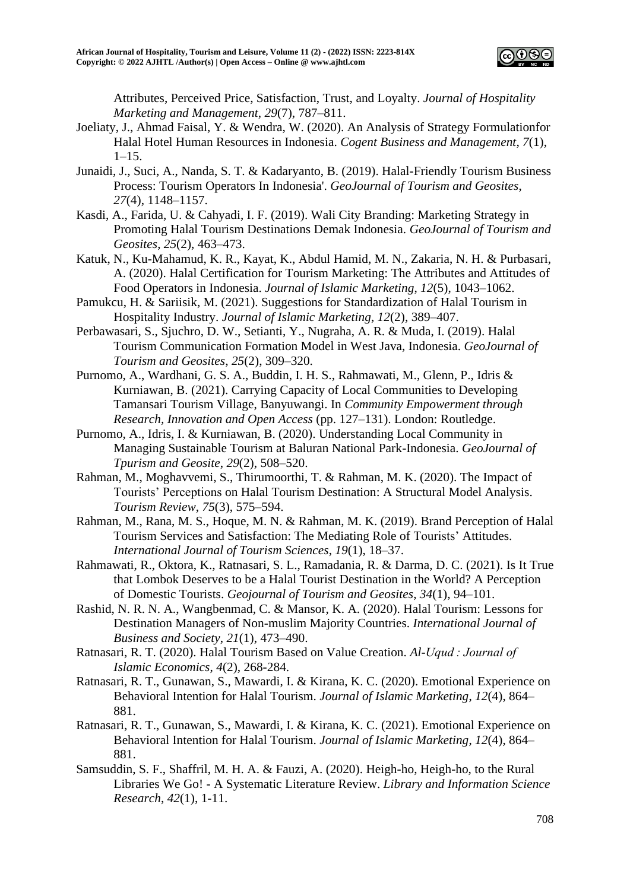Attributes, Perceived Price, Satisfaction, Trust, and Loyalty. *Journal of Hospitality Marketing and Management*, *29*(7), 787–811.

Joeliaty, J., Ahmad Faisal, Y. & Wendra, W. (2020). An Analysis of Strategy Formulationfor Halal Hotel Human Resources in Indonesia. *Cogent Business and Management*, *7*(1), 1–15.

Junaidi, J., Suci, A., Nanda, S. T. & Kadaryanto, B. (2019). Halal-Friendly Tourism Business Process: Tourism Operators In Indonesia'. *GeoJournal of Tourism and Geosites*, *27*(4), 1148–1157.

Kasdi, A., Farida, U. & Cahyadi, I. F. (2019). Wali City Branding: Marketing Strategy in Promoting Halal Tourism Destinations Demak Indonesia. *GeoJournal of Tourism and Geosites*, *25*(2), 463–473.

Katuk, N., Ku-Mahamud, K. R., Kayat, K., Abdul Hamid, M. N., Zakaria, N. H. & Purbasari, A. (2020). Halal Certification for Tourism Marketing: The Attributes and Attitudes of Food Operators in Indonesia. *Journal of Islamic Marketing*, *12*(5), 1043–1062.

Pamukcu, H. & Sariisik, M. (2021). Suggestions for Standardization of Halal Tourism in Hospitality Industry. *Journal of Islamic Marketing*, *12*(2), 389–407.

Perbawasari, S., Sjuchro, D. W., Setianti, Y., Nugraha, A. R. & Muda, I. (2019). Halal Tourism Communication Formation Model in West Java, Indonesia. *GeoJournal of Tourism and Geosites*, *25*(2), 309–320.

Purnomo, A., Wardhani, G. S. A., Buddin, I. H. S., Rahmawati, M., Glenn, P., Idris & Kurniawan, B. (2021). Carrying Capacity of Local Communities to Developing Tamansari Tourism Village, Banyuwangi. In *Community Empowerment through Research, Innovation and Open Access* (pp. 127–131). London: Routledge.

Purnomo, A., Idris, I. & Kurniawan, B. (2020). Understanding Local Community in Managing Sustainable Tourism at Baluran National Park-Indonesia. *GeoJournal of Tpurism and Geosite*, *29*(2), 508–520.

Rahman, M., Moghavvemi, S., Thirumoorthi, T. & Rahman, M. K. (2020). The Impact of Tourists' Perceptions on Halal Tourism Destination: A Structural Model Analysis. *Tourism Review*, *75*(3), 575–594.

Rahman, M., Rana, M. S., Hoque, M. N. & Rahman, M. K. (2019). Brand Perception of Halal Tourism Services and Satisfaction: The Mediating Role of Tourists' Attitudes. *International Journal of Tourism Sciences*, *19*(1), 18–37.

Rahmawati, R., Oktora, K., Ratnasari, S. L., Ramadania, R. & Darma, D. C. (2021). Is It True that Lombok Deserves to be a Halal Tourist Destination in the World? A Perception of Domestic Tourists. *Geojournal of Tourism and Geosites*, *34*(1), 94–101.

Rashid, N. R. N. A., Wangbenmad, C. & Mansor, K. A. (2020). Halal Tourism: Lessons for Destination Managers of Non-muslim Majority Countries. *International Journal of Business and Society*, *21*(1), 473–490.

Ratnasari, R. T. (2020). Halal Tourism Based on Value Creation. *Al-Uqud : Journal of Islamic Economics*, *4*(2), 268-284.

Ratnasari, R. T., Gunawan, S., Mawardi, I. & Kirana, K. C. (2020). Emotional Experience on Behavioral Intention for Halal Tourism. *Journal of Islamic Marketing*, *12*(4), 864–881.

Ratnasari, R. T., Gunawan, S., Mawardi, I. & Kirana, K. C. (2021). Emotional Experience on Behavioral Intention for Halal Tourism. *Journal of Islamic Marketing*, *12*(4), 864–881.

Samsuddin, S. F., Shaffril, M. H. A. & Fauzi, A. (2020). Heigh-ho, Heigh-ho, to the Rural Libraries We Go! - A Systematic Literature Review. *Library and Information Science Research*, *42*(1), 1-11.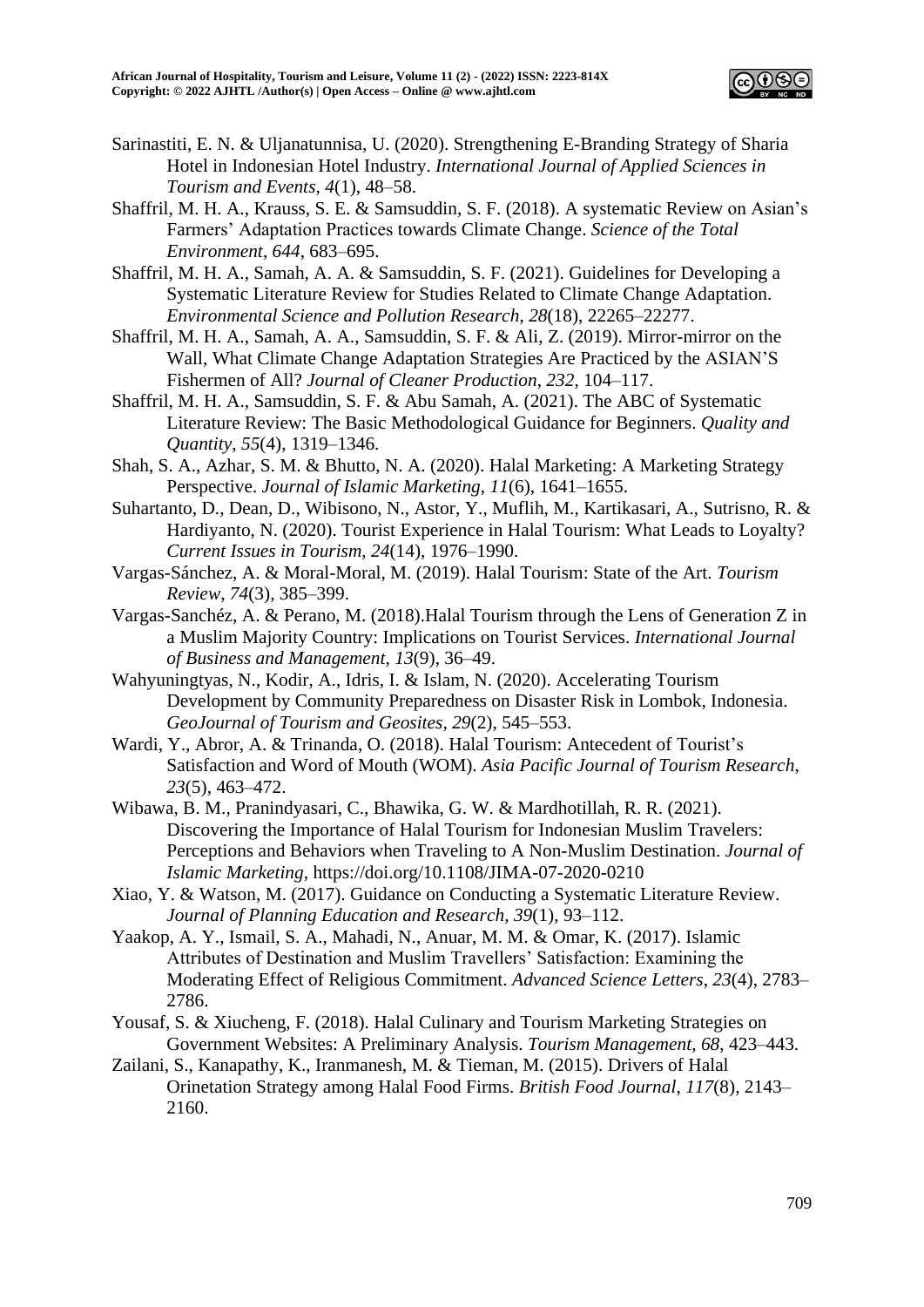Sarinastiti, E. N. & Uljanatunnisa, U. (2020). Strengthening E-Branding Strategy of Sharia Hotel in Indonesian Hotel Industry. *International Journal of Applied Sciences in Tourism and Events*, *4*(1), 48–58.

Shaffril, M. H. A., Krauss, S. E. & Samsuddin, S. F. (2018). A systematic Review on Asian's Farmers' Adaptation Practices towards Climate Change. *Science of the Total Environment*, *644*, 683–695.

Shaffril, M. H. A., Samah, A. A. & Samsuddin, S. F. (2021). Guidelines for Developing a Systematic Literature Review for Studies Related to Climate Change Adaptation. *Environmental Science and Pollution Research*, *28*(18), 22265–22277.

Shaffril, M. H. A., Samah, A. A., Samsuddin, S. F. & Ali, Z. (2019). Mirror-mirror on the Wall, What Climate Change Adaptation Strategies Are Practiced by the ASIAN'S Fishermen of All? *Journal of Cleaner Production*, *232*, 104–117.

Shaffril, M. H. A., Samsuddin, S. F. & Abu Samah, A. (2021). The ABC of Systematic Literature Review: The Basic Methodological Guidance for Beginners. *Quality and Quantity*, *55*(4), 1319–1346.

Shah, S. A., Azhar, S. M. & Bhutto, N. A. (2020). Halal Marketing: A Marketing Strategy Perspective. *Journal of Islamic Marketing*, *11*(6), 1641–1655.

Suhartanto, D., Dean, D., Wibisono, N., Astor, Y., Muflih, M., Kartikasari, A., Sutrisno, R. & Hardiyanto, N. (2020). Tourist Experience in Halal Tourism: What Leads to Loyalty? *Current Issues in Tourism*, *24*(14), 1976–1990.

Vargas-Sánchez, A. & Moral-Moral, M. (2019). Halal Tourism: State of the Art. *Tourism Review*, *74*(3), 385–399.

Vargas-Sanchéz, A. & Perano, M. (2018).Halal Tourism through the Lens of Generation Z in a Muslim Majority Country: Implications on Tourist Services. *International Journal of Business and Management*, *13*(9), 36–49.

Wahyuningtyas, N., Kodir, A., Idris, I. & Islam, N. (2020). Accelerating Tourism Development by Community Preparedness on Disaster Risk in Lombok, Indonesia. *GeoJournal of Tourism and Geosites*, *29*(2), 545–553.

Wardi, Y., Abror, A. & Trinanda, O. (2018). Halal Tourism: Antecedent of Tourist's Satisfaction and Word of Mouth (WOM). *Asia Pacific Journal of Tourism Research*, *23*(5), 463–472.

Wibawa, B. M., Pranindyasari, C., Bhawika, G. W. & Mardhotillah, R. R. (2021). Discovering the Importance of Halal Tourism for Indonesian Muslim Travelers: Perceptions and Behaviors when Traveling to A Non-Muslim Destination. *Journal of Islamic Marketing*, https://doi.org/10.1108/JIMA-07-2020-0210

Xiao, Y. & Watson, M. (2017). Guidance on Conducting a Systematic Literature Review. *Journal of Planning Education and Research*, *39*(1), 93–112.

Yaakop, A. Y., Ismail, S. A., Mahadi, N., Anuar, M. M. & Omar, K. (2017). Islamic Attributes of Destination and Muslim Travellers' Satisfaction: Examining the Moderating Effect of Religious Commitment. *Advanced Science Letters*, *23*(4), 2783–2786.

Yousaf, S. & Xiucheng, F. (2018). Halal Culinary and Tourism Marketing Strategies on Government Websites: A Preliminary Analysis. *Tourism Management*, *68*, 423–443.

Zailani, S., Kanapathy, K., Iranmanesh, M. & Tieman, M. (2015). Drivers of Halal Orinetation Strategy among Halal Food Firms. *British Food Journal*, *117*(8), 2143–2160.